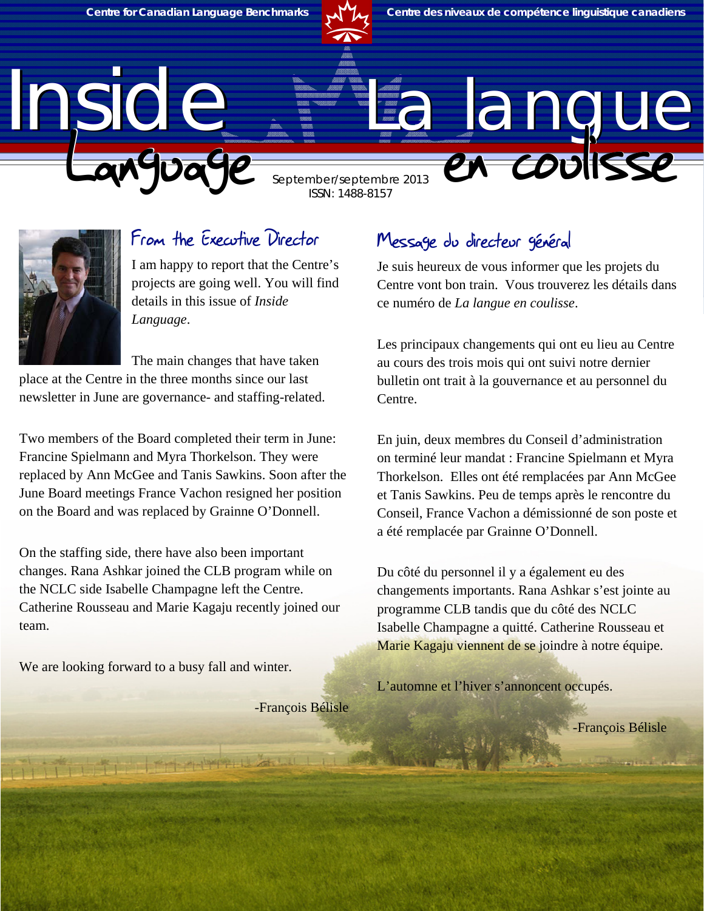Centre for Canadian Language Benchmarks — Centre des niveaux de compétence linguistique canadiens

# Inside Language — La langue en coulisse

September/septembre 2013
ISSN: 1488-8157

## From the Executive Director

I am happy to report that the Centre's projects are going well. You will find details in this issue of *Inside Language*.

The main changes that have taken place at the Centre in the three months since our last newsletter in June are governance- and staffing-related.

Two members of the Board completed their term in June: Francine Spielmann and Myra Thorkelson. They were replaced by Ann McGee and Tanis Sawkins. Soon after the June Board meetings France Vachon resigned her position on the Board and was replaced by Grainne O'Donnell.

On the staffing side, there have also been important changes. Rana Ashkar joined the CLB program while on the NCLC side Isabelle Champagne left the Centre. Catherine Rousseau and Marie Kagaju recently joined our team.

We are looking forward to a busy fall and winter.

-François Bélisle

## Message du directeur général

Je suis heureux de vous informer que les projets du Centre vont bon train. Vous trouverez les détails dans ce numéro de *La langue en coulisse*.

Les principaux changements qui ont eu lieu au Centre au cours des trois mois qui ont suivi notre dernier bulletin ont trait à la gouvernance et au personnel du Centre.

En juin, deux membres du Conseil d'administration on terminé leur mandat : Francine Spielmann et Myra Thorkelson. Elles ont été remplacées par Ann McGee et Tanis Sawkins. Peu de temps après le rencontre du Conseil, France Vachon a démissionné de son poste et a été remplacée par Grainne O'Donnell.

Du côté du personnel il y a également eu des changements importants. Rana Ashkar s'est jointe au programme CLB tandis que du côté des NCLC Isabelle Champagne a quitté. Catherine Rousseau et Marie Kagaju viennent de se joindre à notre équipe.

L'automne et l'hiver s'annoncent occupés.

-François Bélisle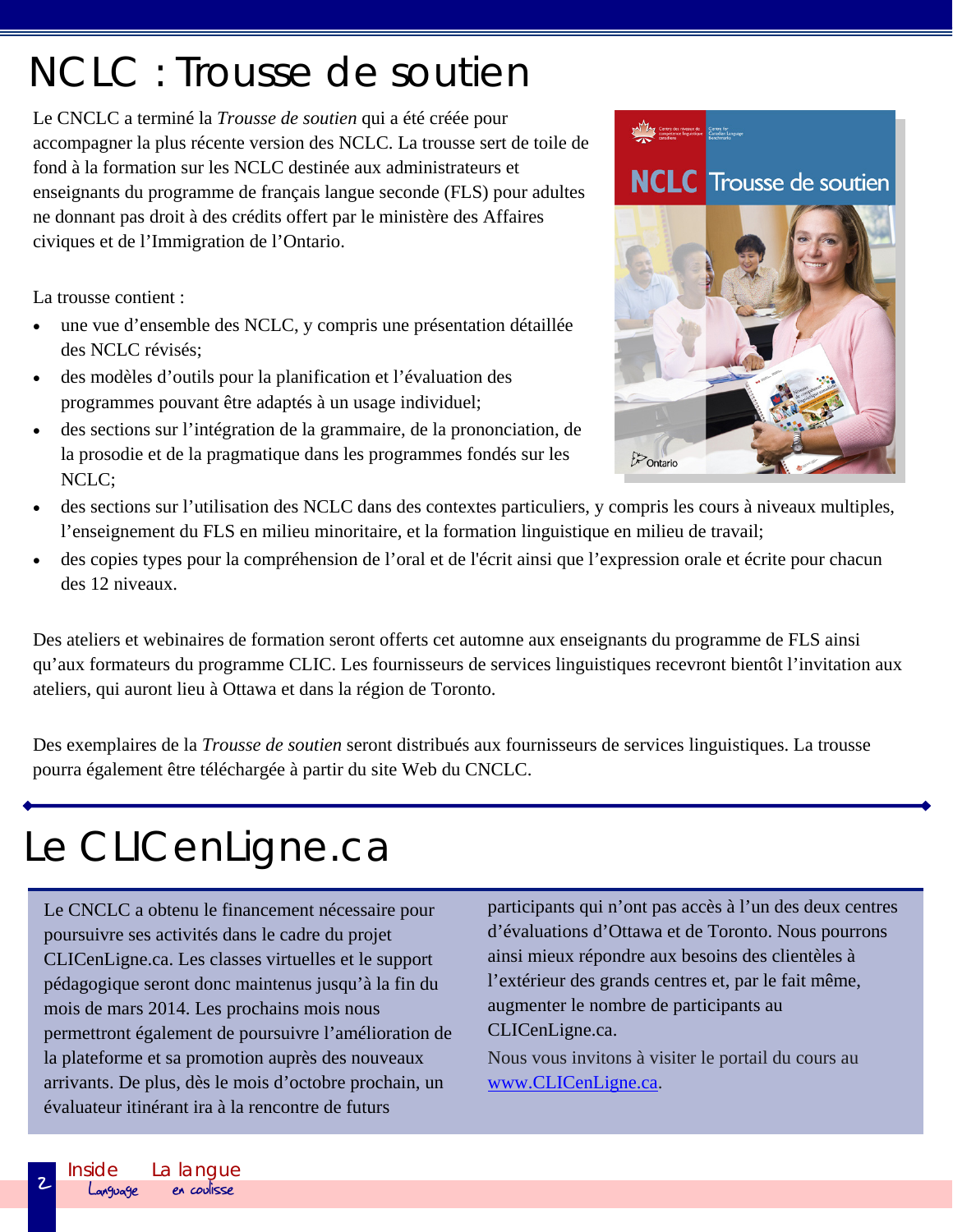# NCLC : Trousse de soutien

Le CNCLC a terminé la *Trousse de soutien* qui a été créée pour accompagner la plus récente version des NCLC. La trousse sert de toile de fond à la formation sur les NCLC destinée aux administrateurs et enseignants du programme de français langue seconde (FLS) pour adultes ne donnant pas droit à des crédits offert par le ministère des Affaires civiques et de l'Immigration de l'Ontario.

La trousse contient :

- une vue d'ensemble des NCLC, y compris une présentation détaillée des NCLC révisés;
- des modèles d'outils pour la planification et l'évaluation des programmes pouvant être adaptés à un usage individuel;
- des sections sur l'intégration de la grammaire, de la prononciation, de la prosodie et de la pragmatique dans les programmes fondés sur les NCLC;
- des sections sur l'utilisation des NCLC dans des contextes particuliers, y compris les cours à niveaux multiples, l'enseignement du FLS en milieu minoritaire, et la formation linguistique en milieu de travail;
- des copies types pour la compréhension de l'oral et de l'écrit ainsi que l'expression orale et écrite pour chacun des 12 niveaux.

Des ateliers et webinaires de formation seront offerts cet automne aux enseignants du programme de FLS ainsi qu'aux formateurs du programme CLIC. Les fournisseurs de services linguistiques recevront bientôt l'invitation aux ateliers, qui auront lieu à Ottawa et dans la région de Toronto.

Des exemplaires de la *Trousse de soutien* seront distribués aux fournisseurs de services linguistiques. La trousse pourra également être téléchargée à partir du site Web du CNCLC.

# Le CLICenLigne.ca

Le CNCLC a obtenu le financement nécessaire pour poursuivre ses activités dans le cadre du projet CLICenLigne.ca. Les classes virtuelles et le support pédagogique seront donc maintenus jusqu'à la fin du mois de mars 2014. Les prochains mois nous permettront également de poursuivre l'amélioration de la plateforme et sa promotion auprès des nouveaux arrivants. De plus, dès le mois d'octobre prochain, un évaluateur itinérant ira à la rencontre de futurs participants qui n'ont pas accès à l'un des deux centres d'évaluations d'Ottawa et de Toronto. Nous pourrons ainsi mieux répondre aux besoins des clientèles à l'extérieur des grands centres et, par le fait même, augmenter le nombre de participants au CLICenLigne.ca.

Nous vous invitons à visiter le portail du cours au www.CLICenLigne.ca.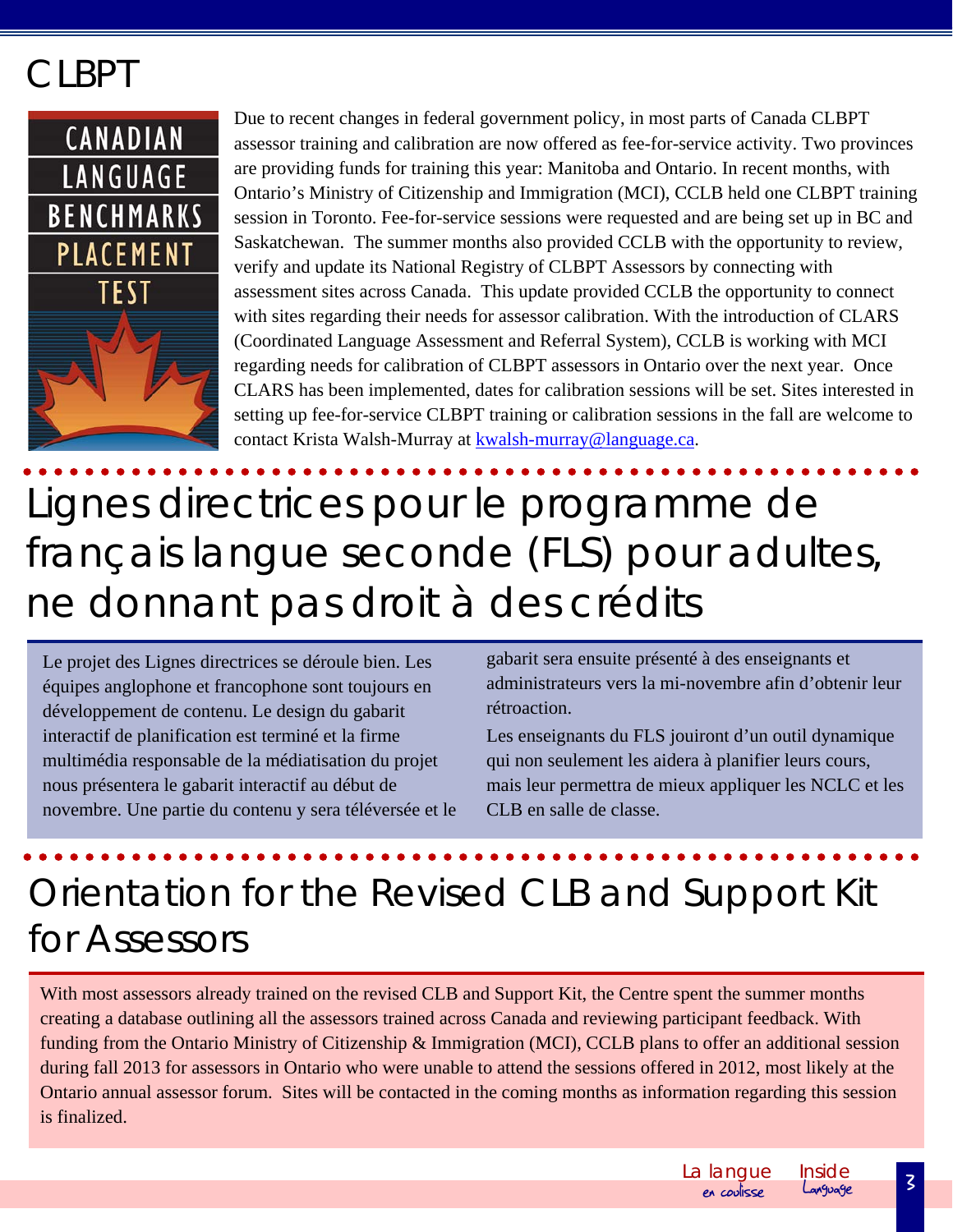# CLBPT

Due to recent changes in federal government policy, in most parts of Canada CLBPT assessor training and calibration are now offered as fee-for-service activity. Two provinces are providing funds for training this year: Manitoba and Ontario. In recent months, with Ontario's Ministry of Citizenship and Immigration (MCI), CCLB held one CLBPT training session in Toronto. Fee-for-service sessions were requested and are being set up in BC and Saskatchewan. The summer months also provided CCLB with the opportunity to review, verify and update its National Registry of CLBPT Assessors by connecting with assessment sites across Canada. This update provided CCLB the opportunity to connect with sites regarding their needs for assessor calibration. With the introduction of CLARS (Coordinated Language Assessment and Referral System), CCLB is working with MCI regarding needs for calibration of CLBPT assessors in Ontario over the next year. Once CLARS has been implemented, dates for calibration sessions will be set. Sites interested in setting up fee-for-service CLBPT training or calibration sessions in the fall are welcome to contact Krista Walsh-Murray at kwalsh-murray@language.ca.

# Lignes directrices pour le programme de français langue seconde (FLS) pour adultes, ne donnant pas droit à des crédits

Le projet des Lignes directrices se déroule bien. Les équipes anglophone et francophone sont toujours en développement de contenu. Le design du gabarit interactif de planification est terminé et la firme multimédia responsable de la médiatisation du projet nous présentera le gabarit interactif au début de novembre. Une partie du contenu y sera téléversée et le gabarit sera ensuite présenté à des enseignants et administrateurs vers la mi-novembre afin d'obtenir leur rétroaction.

Les enseignants du FLS jouiront d'un outil dynamique qui non seulement les aidera à planifier leurs cours, mais leur permettra de mieux appliquer les NCLC et les CLB en salle de classe.

# Orientation for the Revised CLB and Support Kit for Assessors

With most assessors already trained on the revised CLB and Support Kit, the Centre spent the summer months creating a database outlining all the assessors trained across Canada and reviewing participant feedback. With funding from the Ontario Ministry of Citizenship & Immigration (MCI), CCLB plans to offer an additional session during fall 2013 for assessors in Ontario who were unable to attend the sessions offered in 2012, most likely at the Ontario annual assessor forum. Sites will be contacted in the coming months as information regarding this session is finalized.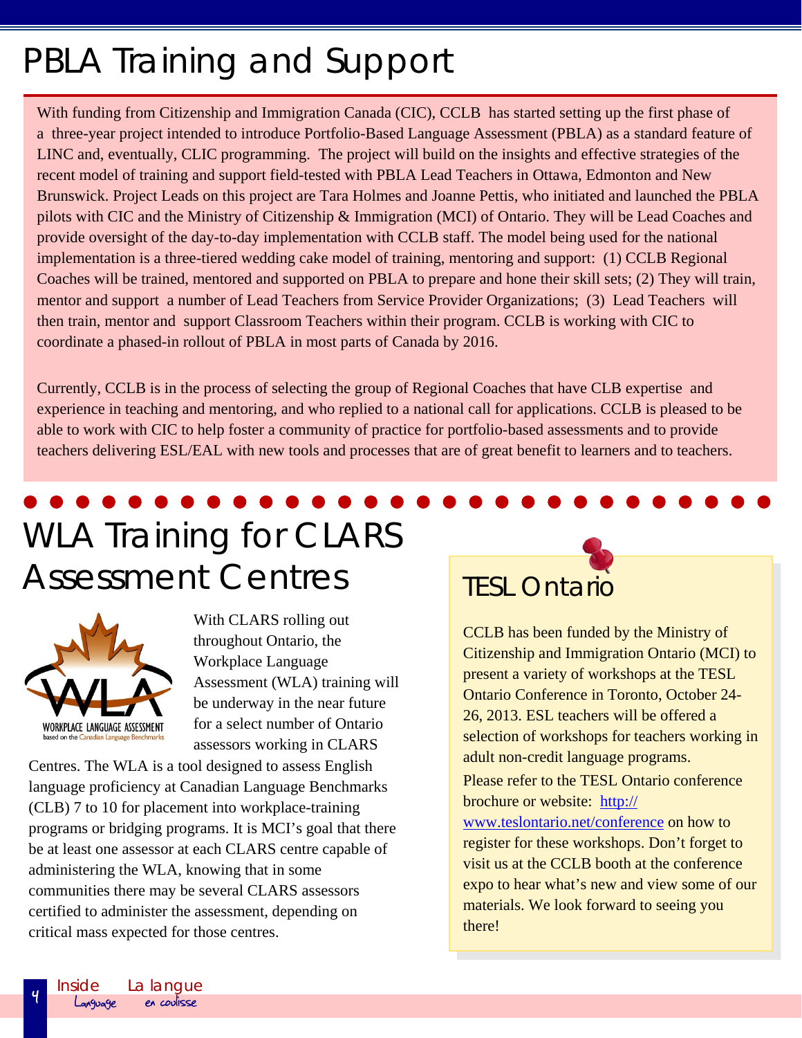# PBLA Training and Support

With funding from Citizenship and Immigration Canada (CIC), CCLB has started setting up the first phase of a three-year project intended to introduce Portfolio-Based Language Assessment (PBLA) as a standard feature of LINC and, eventually, CLIC programming. The project will build on the insights and effective strategies of the recent model of training and support field-tested with PBLA Lead Teachers in Ottawa, Edmonton and New Brunswick. Project Leads on this project are Tara Holmes and Joanne Pettis, who initiated and launched the PBLA pilots with CIC and the Ministry of Citizenship & Immigration (MCI) of Ontario. They will be Lead Coaches and provide oversight of the day-to-day implementation with CCLB staff. The model being used for the national implementation is a three-tiered wedding cake model of training, mentoring and support: (1) CCLB Regional Coaches will be trained, mentored and supported on PBLA to prepare and hone their skill sets; (2) They will train, mentor and support a number of Lead Teachers from Service Provider Organizations; (3) Lead Teachers will then train, mentor and support Classroom Teachers within their program. CCLB is working with CIC to coordinate a phased-in rollout of PBLA in most parts of Canada by 2016.

Currently, CCLB is in the process of selecting the group of Regional Coaches that have CLB expertise and experience in teaching and mentoring, and who replied to a national call for applications. CCLB is pleased to be able to work with CIC to help foster a community of practice for portfolio-based assessments and to provide teachers delivering ESL/EAL with new tools and processes that are of great benefit to learners and to teachers.

# WLA Training for CLARS Assessment Centres

WORKPLACE LANGUAGE ASSESSMENT based on the Canadian Language Benchmarks

With CLARS rolling out throughout Ontario, the Workplace Language Assessment (WLA) training will be underway in the near future for a select number of Ontario assessors working in CLARS Centres. The WLA is a tool designed to assess English language proficiency at Canadian Language Benchmarks (CLB) 7 to 10 for placement into workplace-training programs or bridging programs. It is MCI's goal that there be at least one assessor at each CLARS centre capable of administering the WLA, knowing that in some communities there may be several CLARS assessors certified to administer the assessment, depending on critical mass expected for those centres.

## TESL Ontario

CCLB has been funded by the Ministry of Citizenship and Immigration Ontario (MCI) to present a variety of workshops at the TESL Ontario Conference in Toronto, October 24-26, 2013. ESL teachers will be offered a selection of workshops for teachers working in adult non-credit language programs.

Please refer to the TESL Ontario conference brochure or website: http://www.teslontario.net/conference on how to register for these workshops. Don't forget to visit us at the CCLB booth at the conference expo to hear what's new and view some of our materials. We look forward to seeing you there!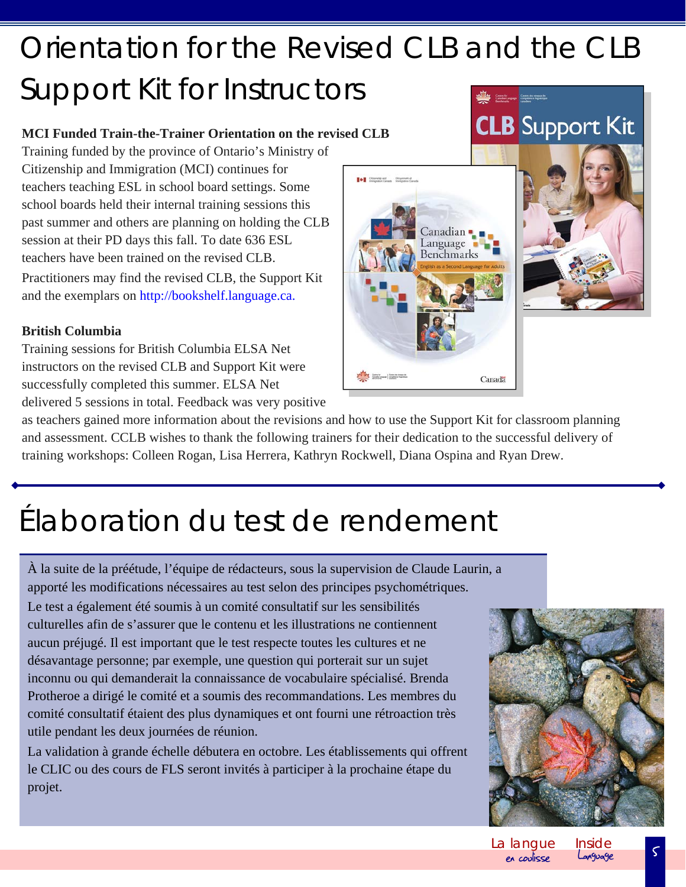# Orientation for the Revised CLB and the CLB Support Kit for Instructors

**MCI Funded Train-the-Trainer Orientation on the revised CLB**

Training funded by the province of Ontario's Ministry of Citizenship and Immigration (MCI) continues for teachers teaching ESL in school board settings. Some school boards held their internal training sessions this past summer and others are planning on holding the CLB session at their PD days this fall. To date 636 ESL teachers have been trained on the revised CLB.

Practitioners may find the revised CLB, the Support Kit and the exemplars on http://bookshelf.language.ca.

**British Columbia**

Training sessions for British Columbia ELSA Net instructors on the revised CLB and Support Kit were successfully completed this summer. ELSA Net delivered 5 sessions in total. Feedback was very positive as teachers gained more information about the revisions and how to use the Support Kit for classroom planning and assessment. CCLB wishes to thank the following trainers for their dedication to the successful delivery of training workshops: Colleen Rogan, Lisa Herrera, Kathryn Rockwell, Diana Ospina and Ryan Drew.

# Élaboration du test de rendement

À la suite de la préétude, l'équipe de rédacteurs, sous la supervision de Claude Laurin, a apporté les modifications nécessaires au test selon des principes psychométriques.

Le test a également été soumis à un comité consultatif sur les sensibilités culturelles afin de s'assurer que le contenu et les illustrations ne contiennent aucun préjugé. Il est important que le test respecte toutes les cultures et ne désavantage personne; par exemple, une question qui porterait sur un sujet inconnu ou qui demanderait la connaissance de vocabulaire spécialisé. Brenda Protheroe a dirigé le comité et a soumis des recommandations. Les membres du comité consultatif étaient des plus dynamiques et ont fourni une rétroaction très utile pendant les deux journées de réunion.

La validation à grande échelle débutera en octobre. Les établissements qui offrent le CLIC ou des cours de FLS seront invités à participer à la prochaine étape du projet.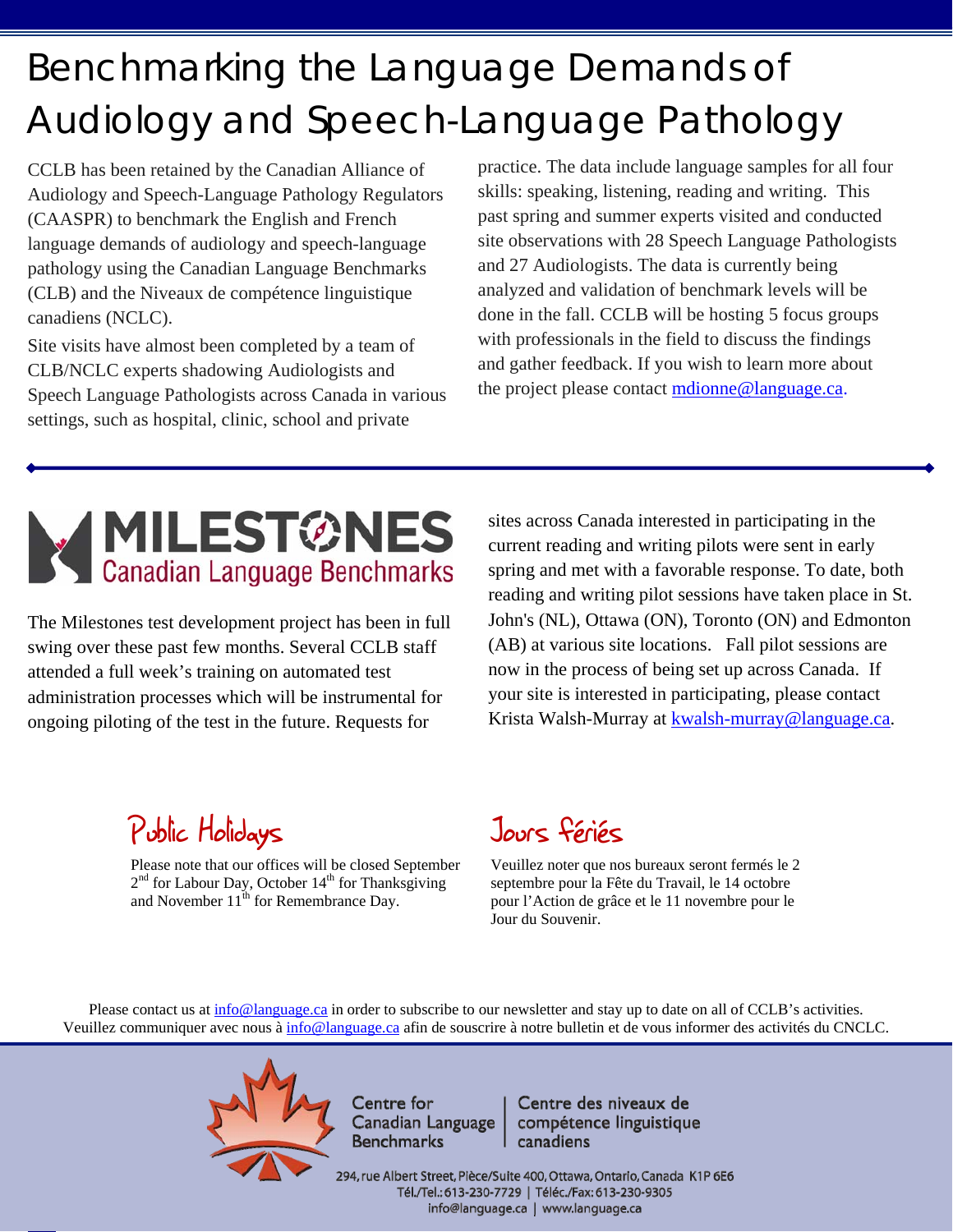# Benchmarking the Language Demands of Audiology and Speech-Language Pathology

CCLB has been retained by the Canadian Alliance of Audiology and Speech-Language Pathology Regulators (CAASPR) to benchmark the English and French language demands of audiology and speech-language pathology using the Canadian Language Benchmarks (CLB) and the Niveaux de compétence linguistique canadiens (NCLC).

Site visits have almost been completed by a team of CLB/NCLC experts shadowing Audiologists and Speech Language Pathologists across Canada in various settings, such as hospital, clinic, school and private practice. The data include language samples for all four skills: speaking, listening, reading and writing. This past spring and summer experts visited and conducted site observations with 28 Speech Language Pathologists and 27 Audiologists. The data is currently being analyzed and validation of benchmark levels will be done in the fall. CCLB will be hosting 5 focus groups with professionals in the field to discuss the findings and gather feedback. If you wish to learn more about the project please contact mdionne@language.ca.

---

## MILESTONES Canadian Language Benchmarks

The Milestones test development project has been in full swing over these past few months. Several CCLB staff attended a full week's training on automated test administration processes which will be instrumental for ongoing piloting of the test in the future. Requests for sites across Canada interested in participating in the current reading and writing pilots were sent in early spring and met with a favorable response. To date, both reading and writing pilot sessions have taken place in St. John's (NL), Ottawa (ON), Toronto (ON) and Edmonton (AB) at various site locations. Fall pilot sessions are now in the process of being set up across Canada. If your site is interested in participating, please contact Krista Walsh-Murray at kwalsh-murray@language.ca.

## Public Holidays

Please note that our offices will be closed September 2nd for Labour Day, October 14th for Thanksgiving and November 11th for Remembrance Day.

## Jours fériés

Veuillez noter que nos bureaux seront fermés le 2 septembre pour la Fête du Travail, le 14 octobre pour l'Action de grâce et le 11 novembre pour le Jour du Souvenir.

Please contact us at info@language.ca in order to subscribe to our newsletter and stay up to date on all of CCLB's activities.
Veuillez communiquer avec nous à info@language.ca afin de souscrire à notre bulletin et de vous informer des activités du CNCLC.

Centre for Canadian Language Benchmarks | Centre des niveaux de compétence linguistique canadiens

294, rue Albert Street, Pièce/Suite 400, Ottawa, Ontario, Canada K1P 6E6
Tél./Tel.: 613-230-7729 | Téléc./Fax: 613-230-9305
info@language.ca | www.language.ca